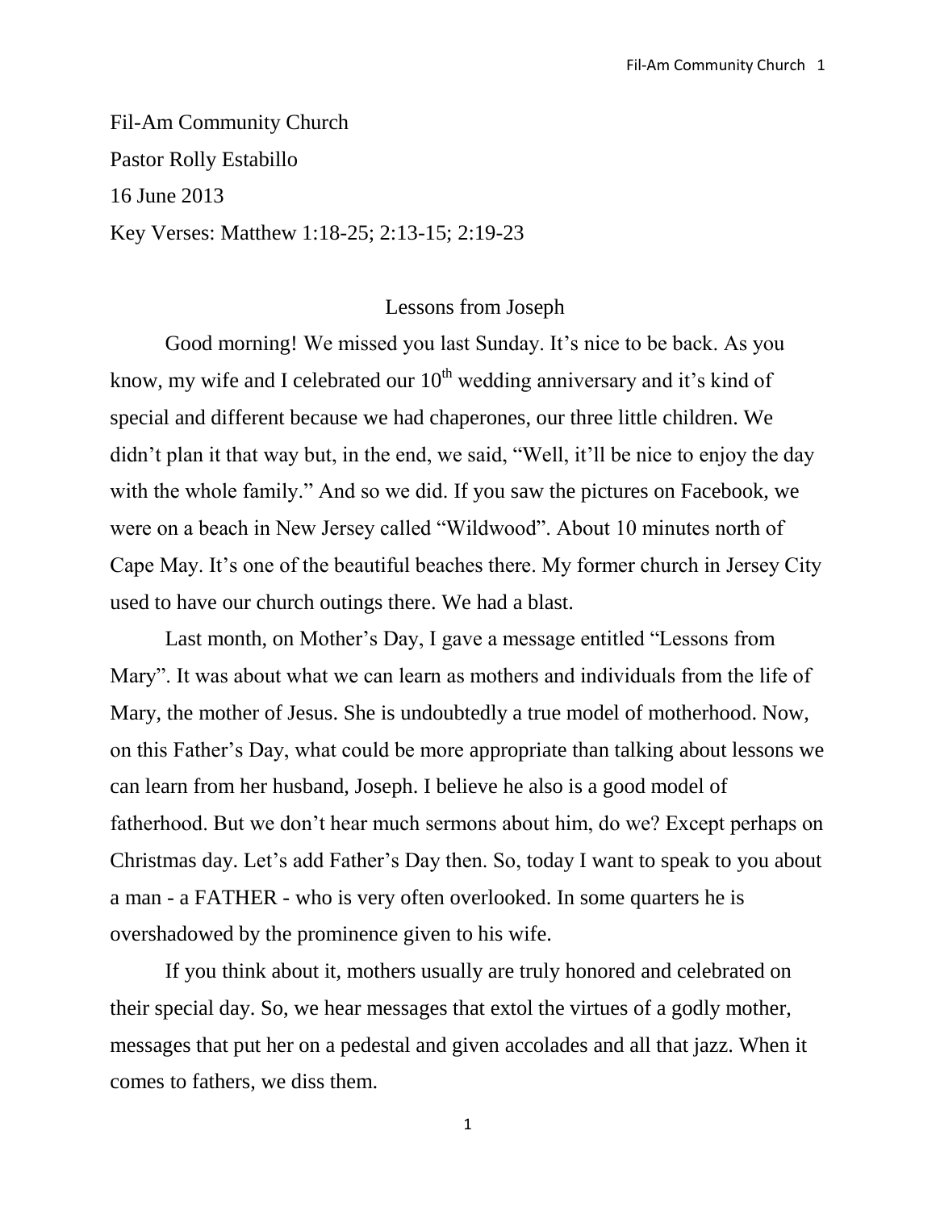Fil-Am Community Church
Pastor Rolly Estabillo
16 June 2013
Key Verses: Matthew 1:18-25; 2:13-15; 2:19-23

# Lessons from Joseph

Good morning! We missed you last Sunday. It's nice to be back. As you know, my wife and I celebrated our 10th wedding anniversary and it's kind of special and different because we had chaperones, our three little children. We didn't plan it that way but, in the end, we said, "Well, it'll be nice to enjoy the day with the whole family." And so we did. If you saw the pictures on Facebook, we were on a beach in New Jersey called "Wildwood". About 10 minutes north of Cape May. It's one of the beautiful beaches there. My former church in Jersey City used to have our church outings there. We had a blast.

Last month, on Mother's Day, I gave a message entitled "Lessons from Mary". It was about what we can learn as mothers and individuals from the life of Mary, the mother of Jesus. She is undoubtedly a true model of motherhood. Now, on this Father's Day, what could be more appropriate than talking about lessons we can learn from her husband, Joseph. I believe he also is a good model of fatherhood. But we don't hear much sermons about him, do we? Except perhaps on Christmas day. Let's add Father's Day then. So, today I want to speak to you about a man - a FATHER - who is very often overlooked. In some quarters he is overshadowed by the prominence given to his wife.

If you think about it, mothers usually are truly honored and celebrated on their special day. So, we hear messages that extol the virtues of a godly mother, messages that put her on a pedestal and given accolades and all that jazz. When it comes to fathers, we diss them.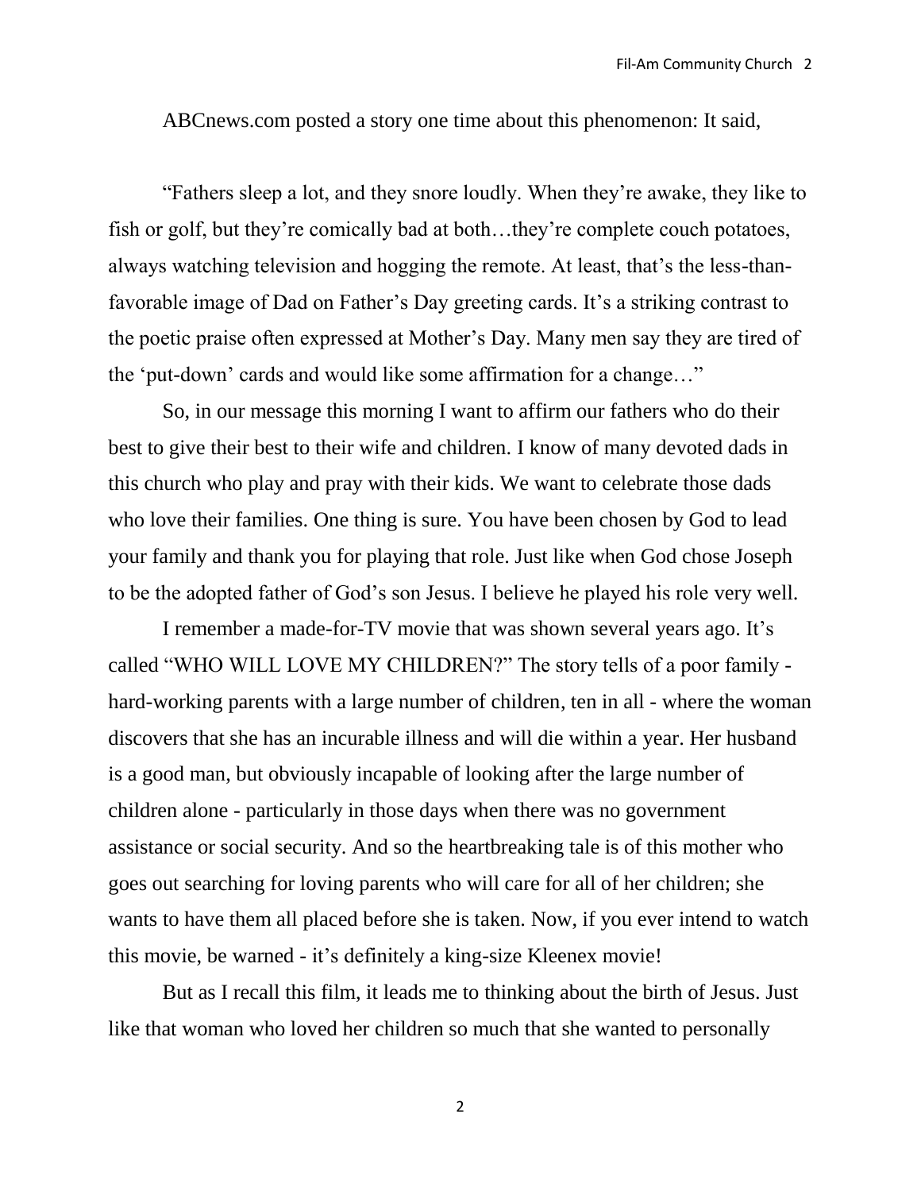ABCnews.com posted a story one time about this phenomenon: It said,

"Fathers sleep a lot, and they snore loudly. When they're awake, they like to fish or golf, but they're comically bad at both…they're complete couch potatoes, always watching television and hogging the remote. At least, that's the less-than-favorable image of Dad on Father's Day greeting cards. It's a striking contrast to the poetic praise often expressed at Mother's Day. Many men say they are tired of the 'put-down' cards and would like some affirmation for a change…"

So, in our message this morning I want to affirm our fathers who do their best to give their best to their wife and children. I know of many devoted dads in this church who play and pray with their kids. We want to celebrate those dads who love their families. One thing is sure. You have been chosen by God to lead your family and thank you for playing that role. Just like when God chose Joseph to be the adopted father of God's son Jesus. I believe he played his role very well.

I remember a made-for-TV movie that was shown several years ago. It's called "WHO WILL LOVE MY CHILDREN?" The story tells of a poor family - hard-working parents with a large number of children, ten in all - where the woman discovers that she has an incurable illness and will die within a year. Her husband is a good man, but obviously incapable of looking after the large number of children alone - particularly in those days when there was no government assistance or social security. And so the heartbreaking tale is of this mother who goes out searching for loving parents who will care for all of her children; she wants to have them all placed before she is taken. Now, if you ever intend to watch this movie, be warned - it's definitely a king-size Kleenex movie!

But as I recall this film, it leads me to thinking about the birth of Jesus. Just like that woman who loved her children so much that she wanted to personally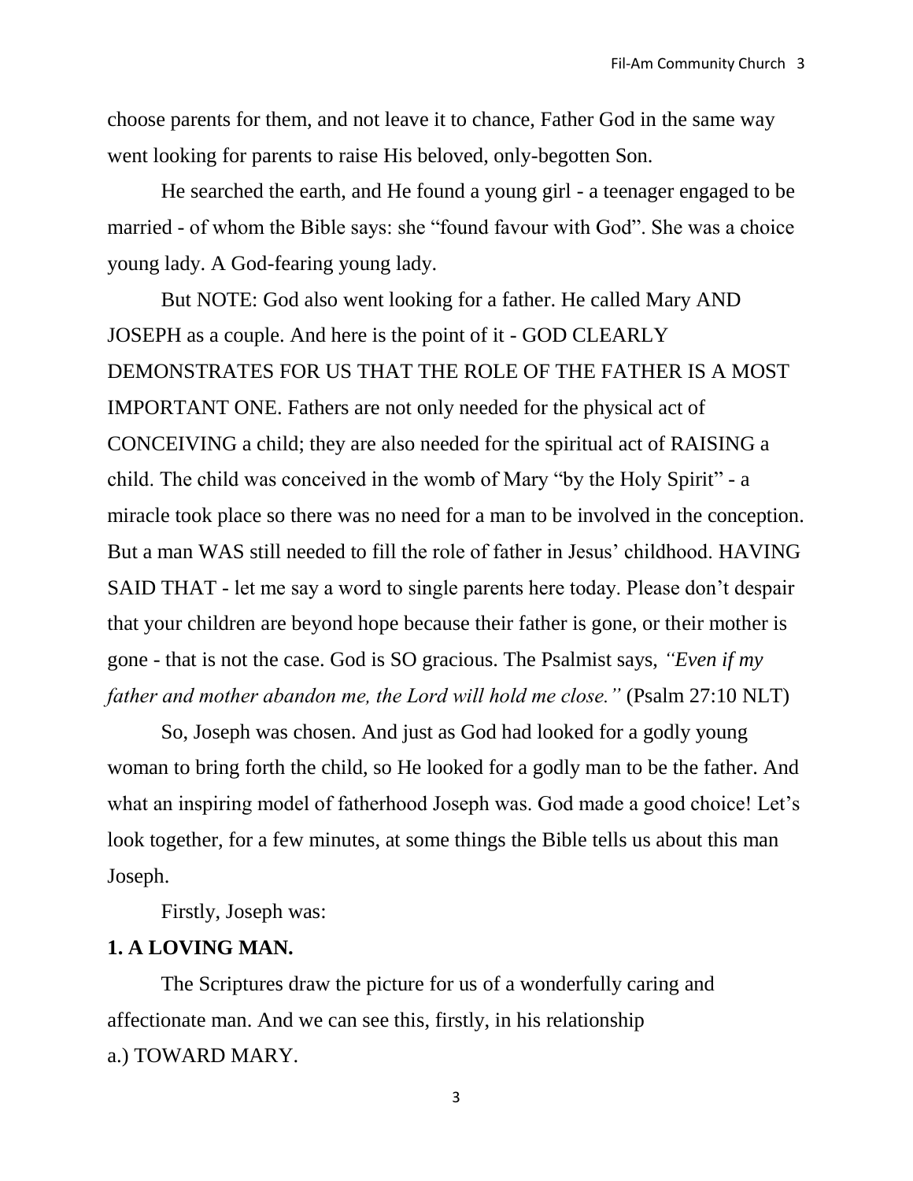choose parents for them, and not leave it to chance, Father God in the same way went looking for parents to raise His beloved, only-begotten Son.

He searched the earth, and He found a young girl - a teenager engaged to be married - of whom the Bible says: she "found favour with God". She was a choice young lady. A God-fearing young lady.

But NOTE: God also went looking for a father. He called Mary AND JOSEPH as a couple. And here is the point of it - GOD CLEARLY DEMONSTRATES FOR US THAT THE ROLE OF THE FATHER IS A MOST IMPORTANT ONE. Fathers are not only needed for the physical act of CONCEIVING a child; they are also needed for the spiritual act of RAISING a child. The child was conceived in the womb of Mary "by the Holy Spirit" - a miracle took place so there was no need for a man to be involved in the conception. But a man WAS still needed to fill the role of father in Jesus' childhood. HAVING SAID THAT - let me say a word to single parents here today. Please don't despair that your children are beyond hope because their father is gone, or their mother is gone - that is not the case. God is SO gracious. The Psalmist says, *"Even if my father and mother abandon me, the Lord will hold me close."* (Psalm 27:10 NLT)

So, Joseph was chosen. And just as God had looked for a godly young woman to bring forth the child, so He looked for a godly man to be the father. And what an inspiring model of fatherhood Joseph was. God made a good choice! Let's look together, for a few minutes, at some things the Bible tells us about this man Joseph.

Firstly, Joseph was:

**1. A LOVING MAN.**

The Scriptures draw the picture for us of a wonderfully caring and affectionate man. And we can see this, firstly, in his relationship

a.) TOWARD MARY.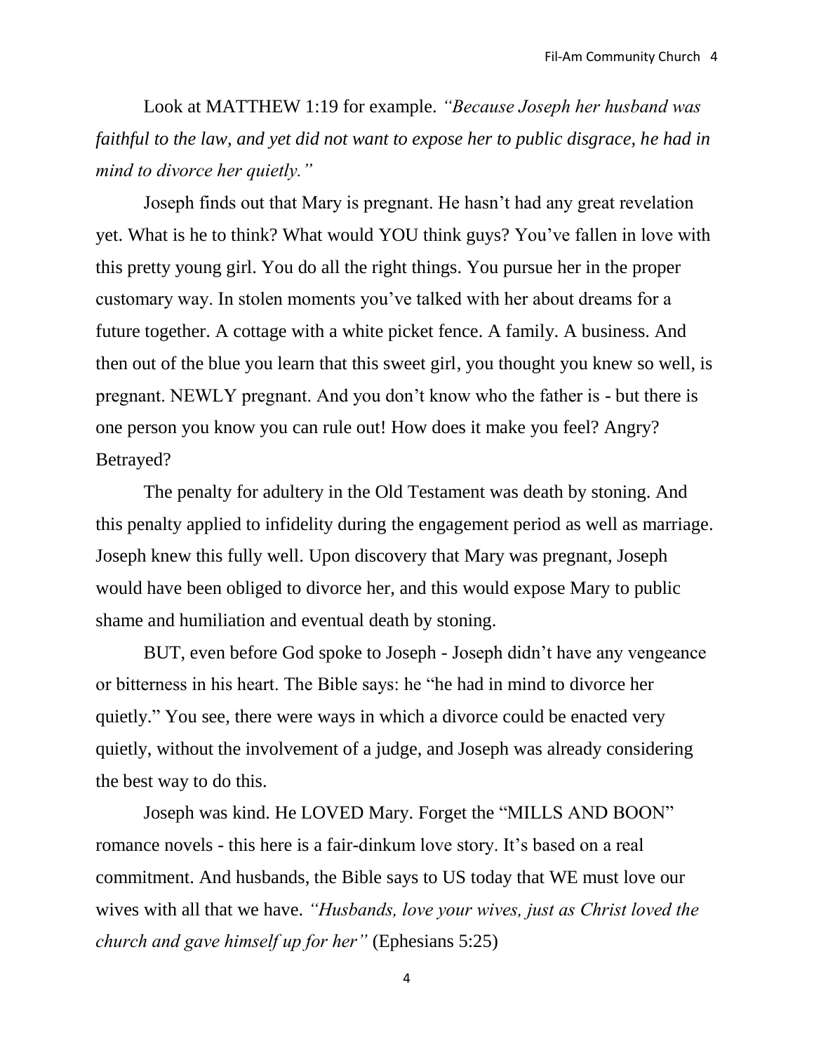Look at MATTHEW 1:19 for example. *"Because Joseph her husband was faithful to the law, and yet did not want to expose her to public disgrace, he had in mind to divorce her quietly."*

Joseph finds out that Mary is pregnant. He hasn't had any great revelation yet. What is he to think? What would YOU think guys? You've fallen in love with this pretty young girl. You do all the right things. You pursue her in the proper customary way. In stolen moments you've talked with her about dreams for a future together. A cottage with a white picket fence. A family. A business. And then out of the blue you learn that this sweet girl, you thought you knew so well, is pregnant. NEWLY pregnant. And you don't know who the father is - but there is one person you know you can rule out! How does it make you feel? Angry? Betrayed?

The penalty for adultery in the Old Testament was death by stoning. And this penalty applied to infidelity during the engagement period as well as marriage. Joseph knew this fully well. Upon discovery that Mary was pregnant, Joseph would have been obliged to divorce her, and this would expose Mary to public shame and humiliation and eventual death by stoning.

BUT, even before God spoke to Joseph - Joseph didn't have any vengeance or bitterness in his heart. The Bible says: he "he had in mind to divorce her quietly." You see, there were ways in which a divorce could be enacted very quietly, without the involvement of a judge, and Joseph was already considering the best way to do this.

Joseph was kind. He LOVED Mary. Forget the "MILLS AND BOON" romance novels - this here is a fair-dinkum love story. It's based on a real commitment. And husbands, the Bible says to US today that WE must love our wives with all that we have. *"Husbands, love your wives, just as Christ loved the church and gave himself up for her"* (Ephesians 5:25)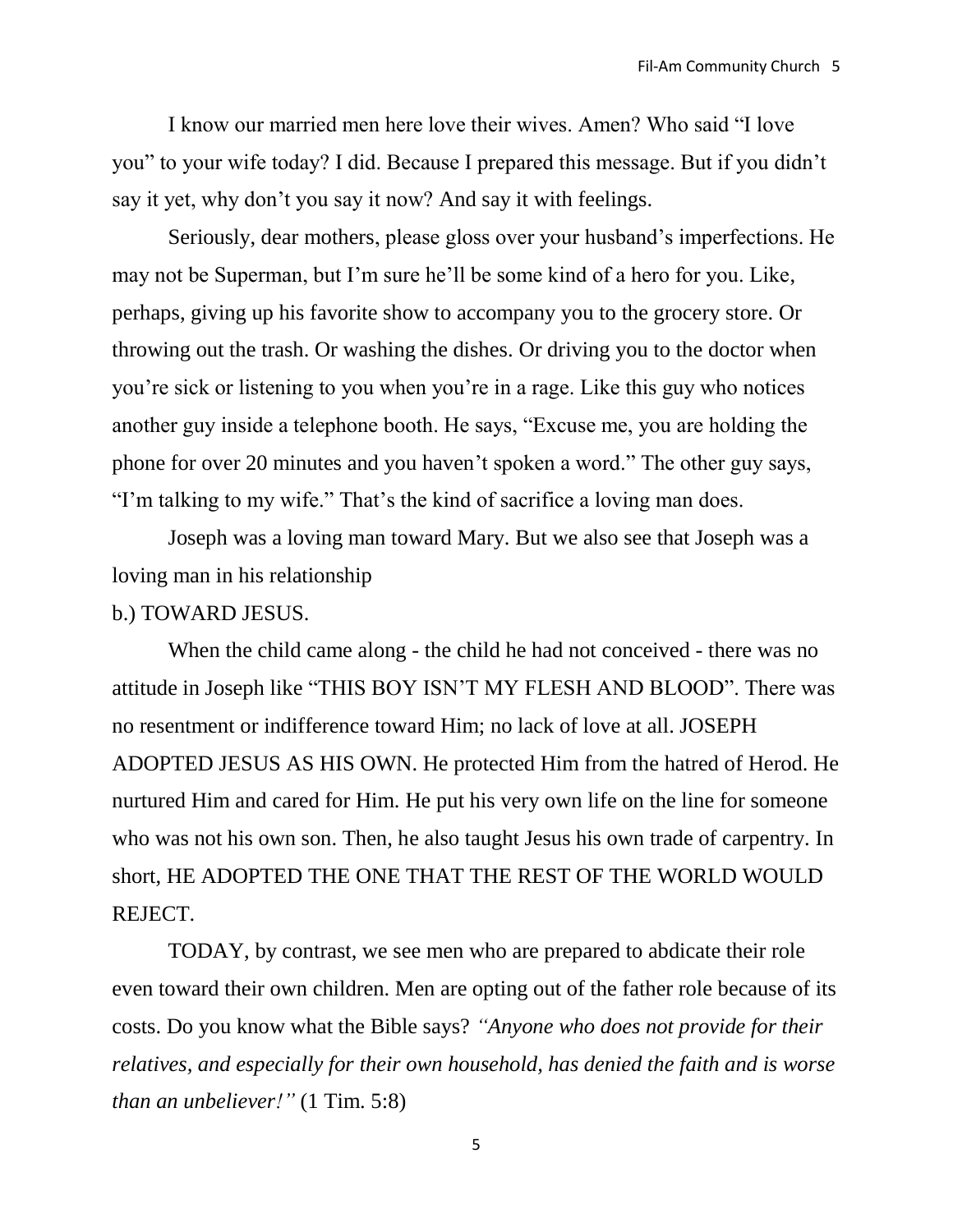I know our married men here love their wives. Amen? Who said "I love you" to your wife today? I did. Because I prepared this message. But if you didn't say it yet, why don't you say it now? And say it with feelings.

Seriously, dear mothers, please gloss over your husband's imperfections. He may not be Superman, but I'm sure he'll be some kind of a hero for you. Like, perhaps, giving up his favorite show to accompany you to the grocery store. Or throwing out the trash. Or washing the dishes. Or driving you to the doctor when you're sick or listening to you when you're in a rage. Like this guy who notices another guy inside a telephone booth. He says, "Excuse me, you are holding the phone for over 20 minutes and you haven't spoken a word." The other guy says, "I'm talking to my wife." That's the kind of sacrifice a loving man does.

Joseph was a loving man toward Mary. But we also see that Joseph was a loving man in his relationship

b.) TOWARD JESUS.

When the child came along - the child he had not conceived - there was no attitude in Joseph like "THIS BOY ISN'T MY FLESH AND BLOOD". There was no resentment or indifference toward Him; no lack of love at all. JOSEPH ADOPTED JESUS AS HIS OWN. He protected Him from the hatred of Herod. He nurtured Him and cared for Him. He put his very own life on the line for someone who was not his own son. Then, he also taught Jesus his own trade of carpentry. In short, HE ADOPTED THE ONE THAT THE REST OF THE WORLD WOULD REJECT.

TODAY, by contrast, we see men who are prepared to abdicate their role even toward their own children. Men are opting out of the father role because of its costs. Do you know what the Bible says? *"Anyone who does not provide for their relatives, and especially for their own household, has denied the faith and is worse than an unbeliever!"* (1 Tim. 5:8)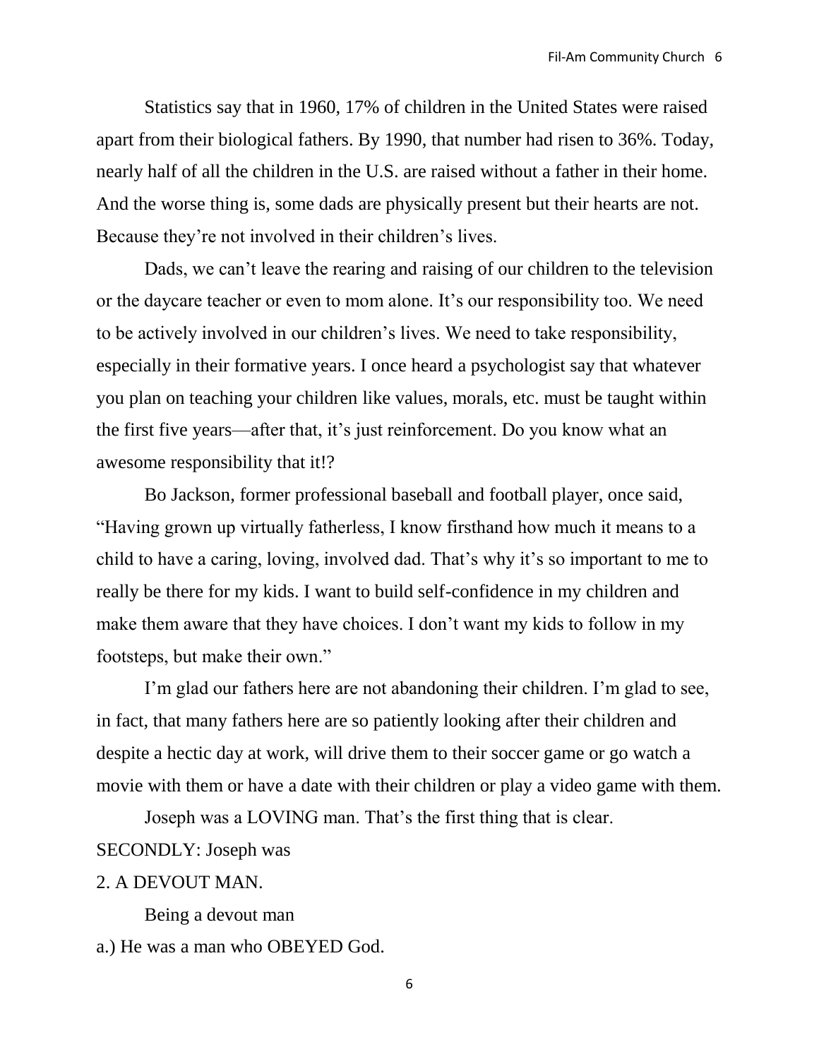Statistics say that in 1960, 17% of children in the United States were raised apart from their biological fathers. By 1990, that number had risen to 36%. Today, nearly half of all the children in the U.S. are raised without a father in their home. And the worse thing is, some dads are physically present but their hearts are not. Because they're not involved in their children's lives.

Dads, we can't leave the rearing and raising of our children to the television or the daycare teacher or even to mom alone. It's our responsibility too. We need to be actively involved in our children's lives. We need to take responsibility, especially in their formative years. I once heard a psychologist say that whatever you plan on teaching your children like values, morals, etc. must be taught within the first five years—after that, it's just reinforcement. Do you know what an awesome responsibility that it!?

Bo Jackson, former professional baseball and football player, once said, "Having grown up virtually fatherless, I know firsthand how much it means to a child to have a caring, loving, involved dad. That's why it's so important to me to really be there for my kids. I want to build self-confidence in my children and make them aware that they have choices. I don't want my kids to follow in my footsteps, but make their own."

I'm glad our fathers here are not abandoning their children. I'm glad to see, in fact, that many fathers here are so patiently looking after their children and despite a hectic day at work, will drive them to their soccer game or go watch a movie with them or have a date with their children or play a video game with them.

Joseph was a LOVING man. That's the first thing that is clear.

SECONDLY: Joseph was

2. A DEVOUT MAN.

Being a devout man

a.) He was a man who OBEYED God.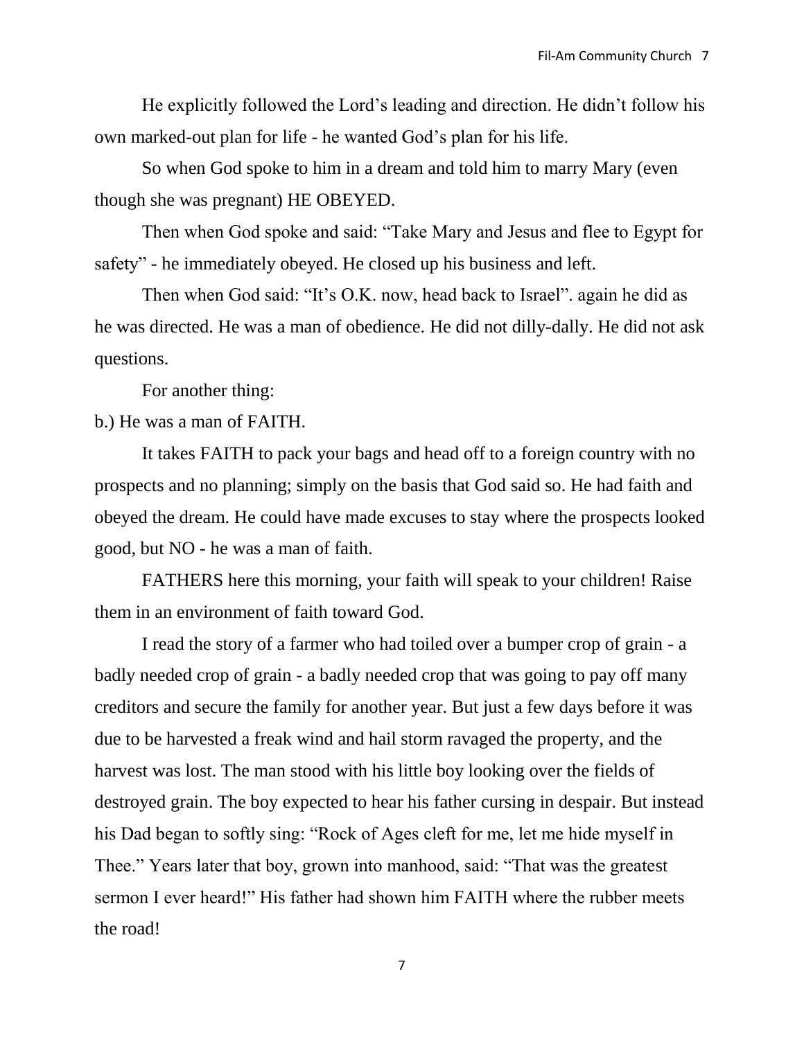He explicitly followed the Lord's leading and direction. He didn't follow his own marked-out plan for life - he wanted God's plan for his life.

So when God spoke to him in a dream and told him to marry Mary (even though she was pregnant) HE OBEYED.

Then when God spoke and said: "Take Mary and Jesus and flee to Egypt for safety" - he immediately obeyed. He closed up his business and left.

Then when God said: "It's O.K. now, head back to Israel". again he did as he was directed. He was a man of obedience. He did not dilly-dally. He did not ask questions.

For another thing:

b.) He was a man of FAITH.

It takes FAITH to pack your bags and head off to a foreign country with no prospects and no planning; simply on the basis that God said so. He had faith and obeyed the dream. He could have made excuses to stay where the prospects looked good, but NO - he was a man of faith.

FATHERS here this morning, your faith will speak to your children! Raise them in an environment of faith toward God.

I read the story of a farmer who had toiled over a bumper crop of grain - a badly needed crop of grain - a badly needed crop that was going to pay off many creditors and secure the family for another year. But just a few days before it was due to be harvested a freak wind and hail storm ravaged the property, and the harvest was lost. The man stood with his little boy looking over the fields of destroyed grain. The boy expected to hear his father cursing in despair. But instead his Dad began to softly sing: "Rock of Ages cleft for me, let me hide myself in Thee." Years later that boy, grown into manhood, said: "That was the greatest sermon I ever heard!" His father had shown him FAITH where the rubber meets the road!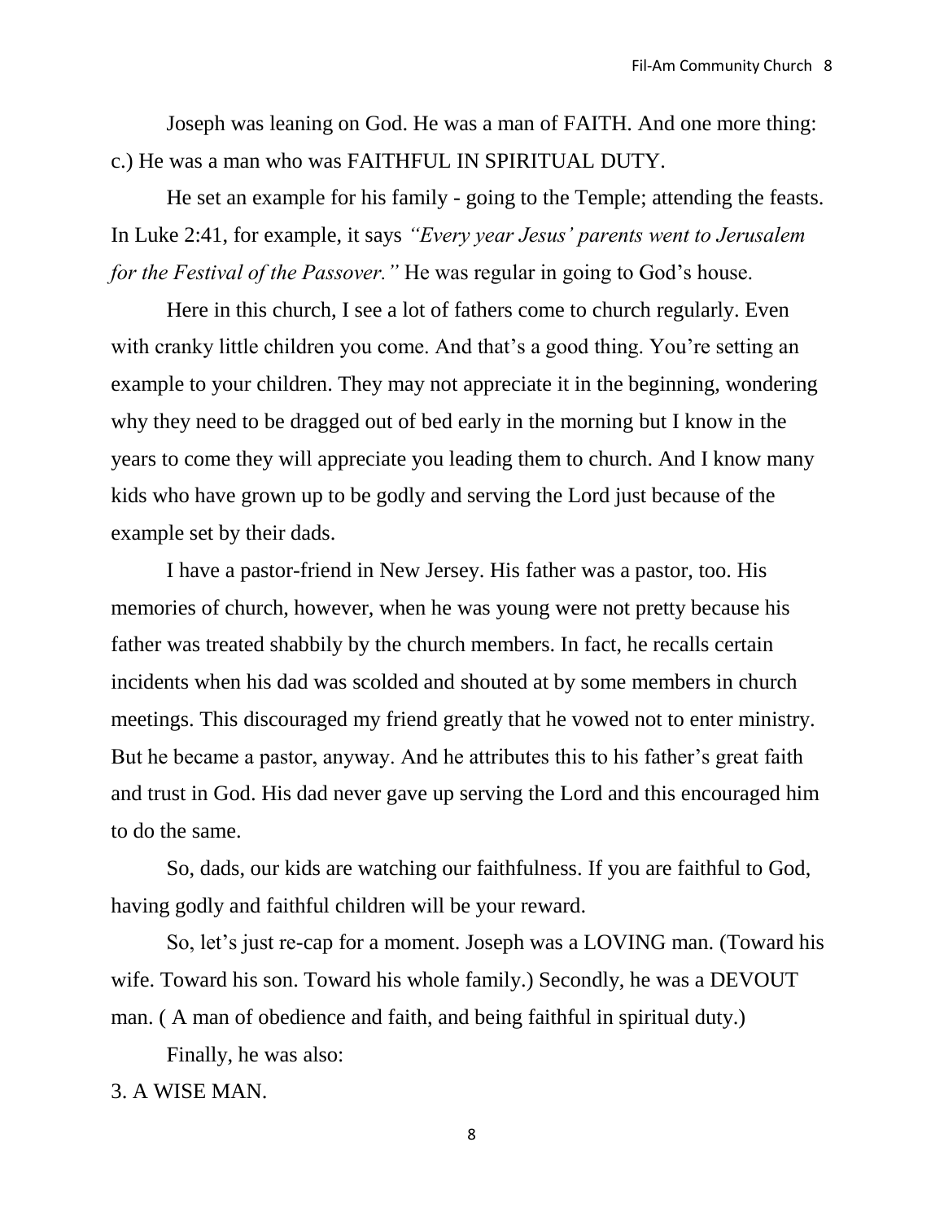Joseph was leaning on God. He was a man of FAITH. And one more thing: c.) He was a man who was FAITHFUL IN SPIRITUAL DUTY.

He set an example for his family - going to the Temple; attending the feasts. In Luke 2:41, for example, it says *"Every year Jesus' parents went to Jerusalem for the Festival of the Passover."* He was regular in going to God's house.

Here in this church, I see a lot of fathers come to church regularly. Even with cranky little children you come. And that's a good thing. You're setting an example to your children. They may not appreciate it in the beginning, wondering why they need to be dragged out of bed early in the morning but I know in the years to come they will appreciate you leading them to church. And I know many kids who have grown up to be godly and serving the Lord just because of the example set by their dads.

I have a pastor-friend in New Jersey. His father was a pastor, too. His memories of church, however, when he was young were not pretty because his father was treated shabbily by the church members. In fact, he recalls certain incidents when his dad was scolded and shouted at by some members in church meetings. This discouraged my friend greatly that he vowed not to enter ministry. But he became a pastor, anyway. And he attributes this to his father's great faith and trust in God. His dad never gave up serving the Lord and this encouraged him to do the same.

So, dads, our kids are watching our faithfulness. If you are faithful to God, having godly and faithful children will be your reward.

So, let's just re-cap for a moment. Joseph was a LOVING man. (Toward his wife. Toward his son. Toward his whole family.) Secondly, he was a DEVOUT man. ( A man of obedience and faith, and being faithful in spiritual duty.)

Finally, he was also:

3. A WISE MAN.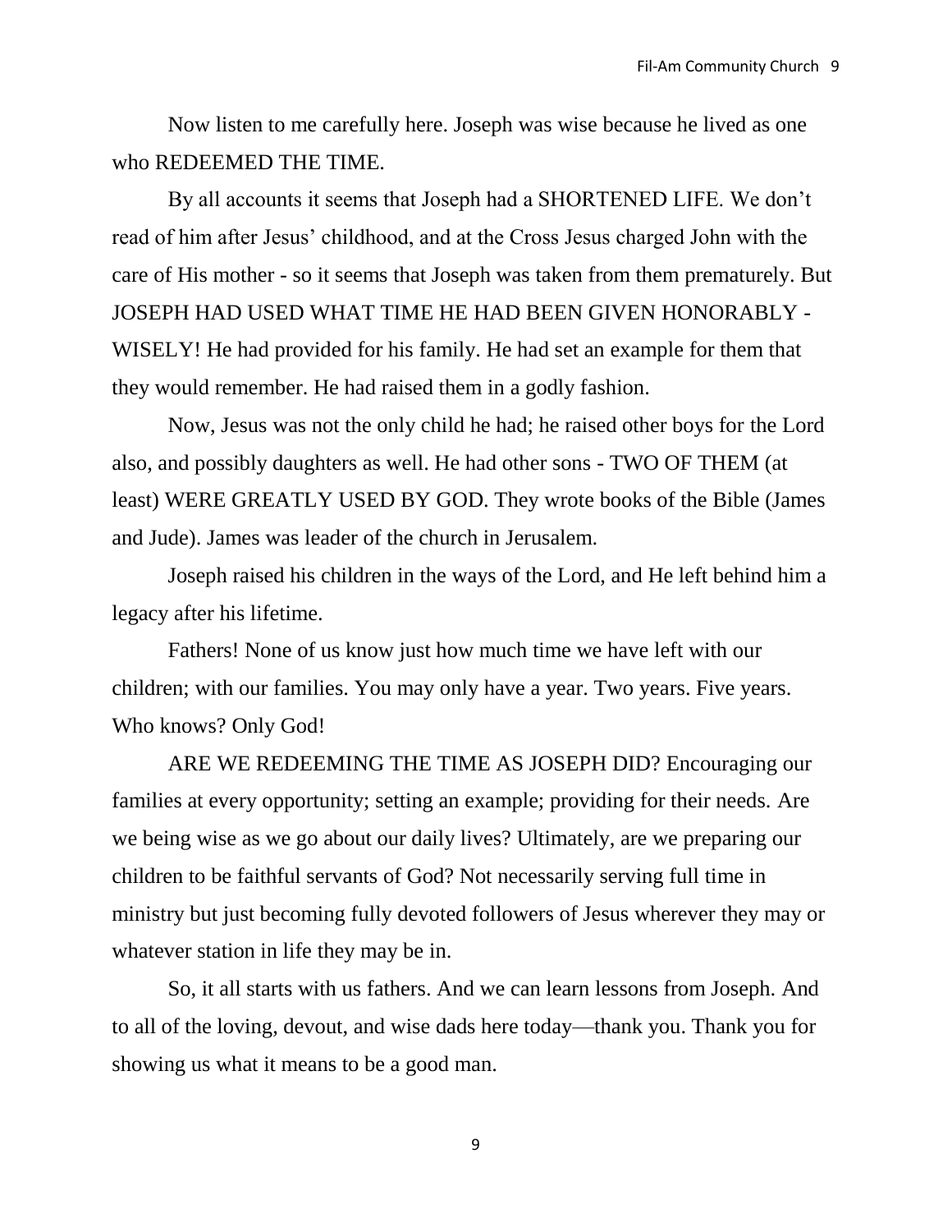Now listen to me carefully here. Joseph was wise because he lived as one who REDEEMED THE TIME.

By all accounts it seems that Joseph had a SHORTENED LIFE. We don't read of him after Jesus' childhood, and at the Cross Jesus charged John with the care of His mother - so it seems that Joseph was taken from them prematurely. But JOSEPH HAD USED WHAT TIME HE HAD BEEN GIVEN HONORABLY - WISELY! He had provided for his family. He had set an example for them that they would remember. He had raised them in a godly fashion.

Now, Jesus was not the only child he had; he raised other boys for the Lord also, and possibly daughters as well. He had other sons - TWO OF THEM (at least) WERE GREATLY USED BY GOD. They wrote books of the Bible (James and Jude). James was leader of the church in Jerusalem.

Joseph raised his children in the ways of the Lord, and He left behind him a legacy after his lifetime.

Fathers! None of us know just how much time we have left with our children; with our families. You may only have a year. Two years. Five years. Who knows? Only God!

ARE WE REDEEMING THE TIME AS JOSEPH DID? Encouraging our families at every opportunity; setting an example; providing for their needs. Are we being wise as we go about our daily lives? Ultimately, are we preparing our children to be faithful servants of God? Not necessarily serving full time in ministry but just becoming fully devoted followers of Jesus wherever they may or whatever station in life they may be in.

So, it all starts with us fathers. And we can learn lessons from Joseph. And to all of the loving, devout, and wise dads here today—thank you. Thank you for showing us what it means to be a good man.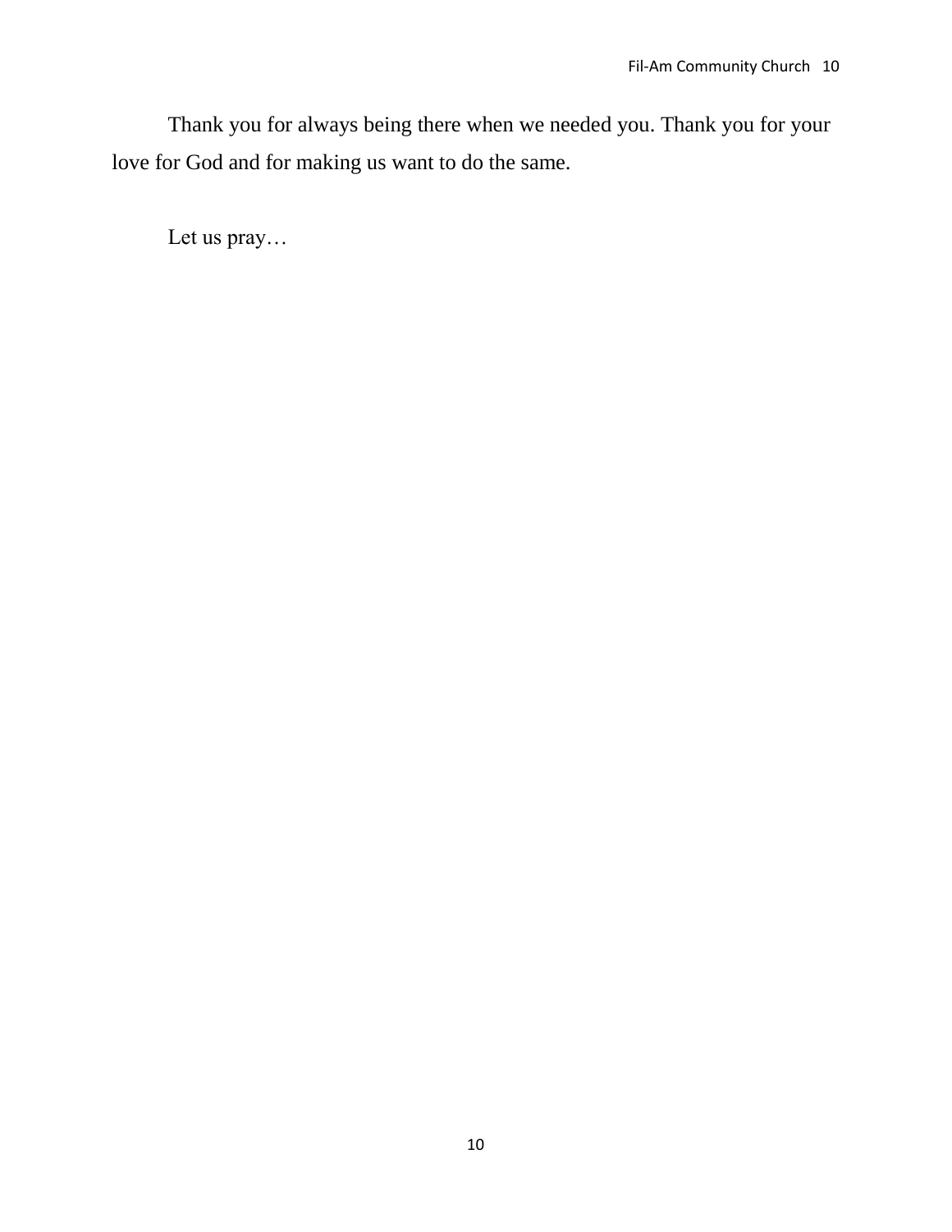Thank you for always being there when we needed you. Thank you for your love for God and for making us want to do the same.

Let us pray…